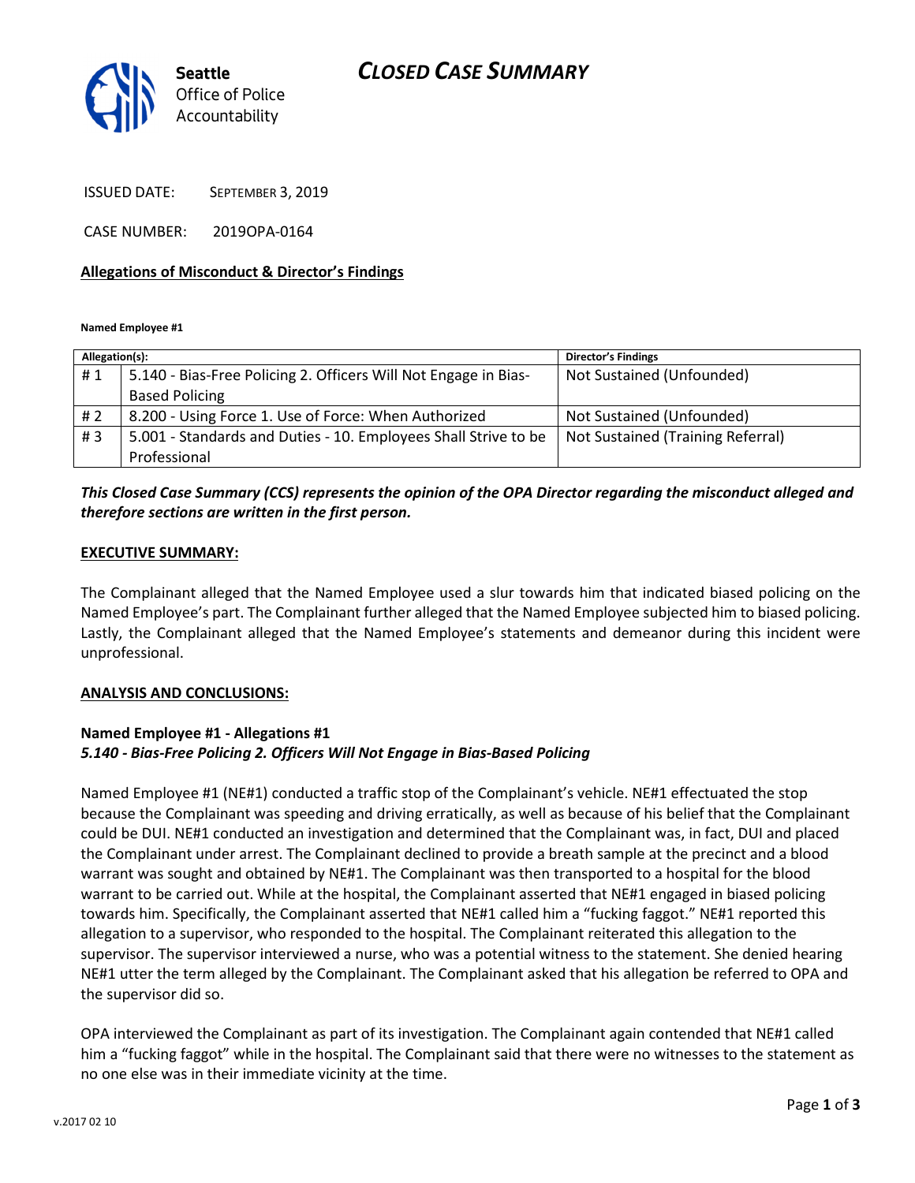# CLOSED CASE SUMMARY

**Seattle**
Office of Police
Accountability

ISSUED DATE: SEPTEMBER 3, 2019

CASE NUMBER: 2019OPA-0164

## Allegations of Misconduct & Director's Findings

**Named Employee #1**

| Allegation(s): | | Director's Findings |
|---|---|---|
| # 1 | 5.140 - Bias-Free Policing 2. Officers Will Not Engage in Bias-Based Policing | Not Sustained (Unfounded) |
| # 2 | 8.200 - Using Force 1. Use of Force: When Authorized | Not Sustained (Unfounded) |
| # 3 | 5.001 - Standards and Duties - 10. Employees Shall Strive to be Professional | Not Sustained (Training Referral) |

***This Closed Case Summary (CCS) represents the opinion of the OPA Director regarding the misconduct alleged and therefore sections are written in the first person.***

## EXECUTIVE SUMMARY:

The Complainant alleged that the Named Employee used a slur towards him that indicated biased policing on the Named Employee's part. The Complainant further alleged that the Named Employee subjected him to biased policing. Lastly, the Complainant alleged that the Named Employee's statements and demeanor during this incident were unprofessional.

## ANALYSIS AND CONCLUSIONS:

### Named Employee #1 - Allegations #1
***5.140 - Bias-Free Policing 2. Officers Will Not Engage in Bias-Based Policing***

Named Employee #1 (NE#1) conducted a traffic stop of the Complainant's vehicle. NE#1 effectuated the stop because the Complainant was speeding and driving erratically, as well as because of his belief that the Complainant could be DUI. NE#1 conducted an investigation and determined that the Complainant was, in fact, DUI and placed the Complainant under arrest. The Complainant declined to provide a breath sample at the precinct and a blood warrant was sought and obtained by NE#1. The Complainant was then transported to a hospital for the blood warrant to be carried out. While at the hospital, the Complainant asserted that NE#1 engaged in biased policing towards him. Specifically, the Complainant asserted that NE#1 called him a "fucking faggot." NE#1 reported this allegation to a supervisor, who responded to the hospital. The Complainant reiterated this allegation to the supervisor. The supervisor interviewed a nurse, who was a potential witness to the statement. She denied hearing NE#1 utter the term alleged by the Complainant. The Complainant asked that his allegation be referred to OPA and the supervisor did so.

OPA interviewed the Complainant as part of its investigation. The Complainant again contended that NE#1 called him a "fucking faggot" while in the hospital. The Complainant said that there were no witnesses to the statement as no one else was in their immediate vicinity at the time.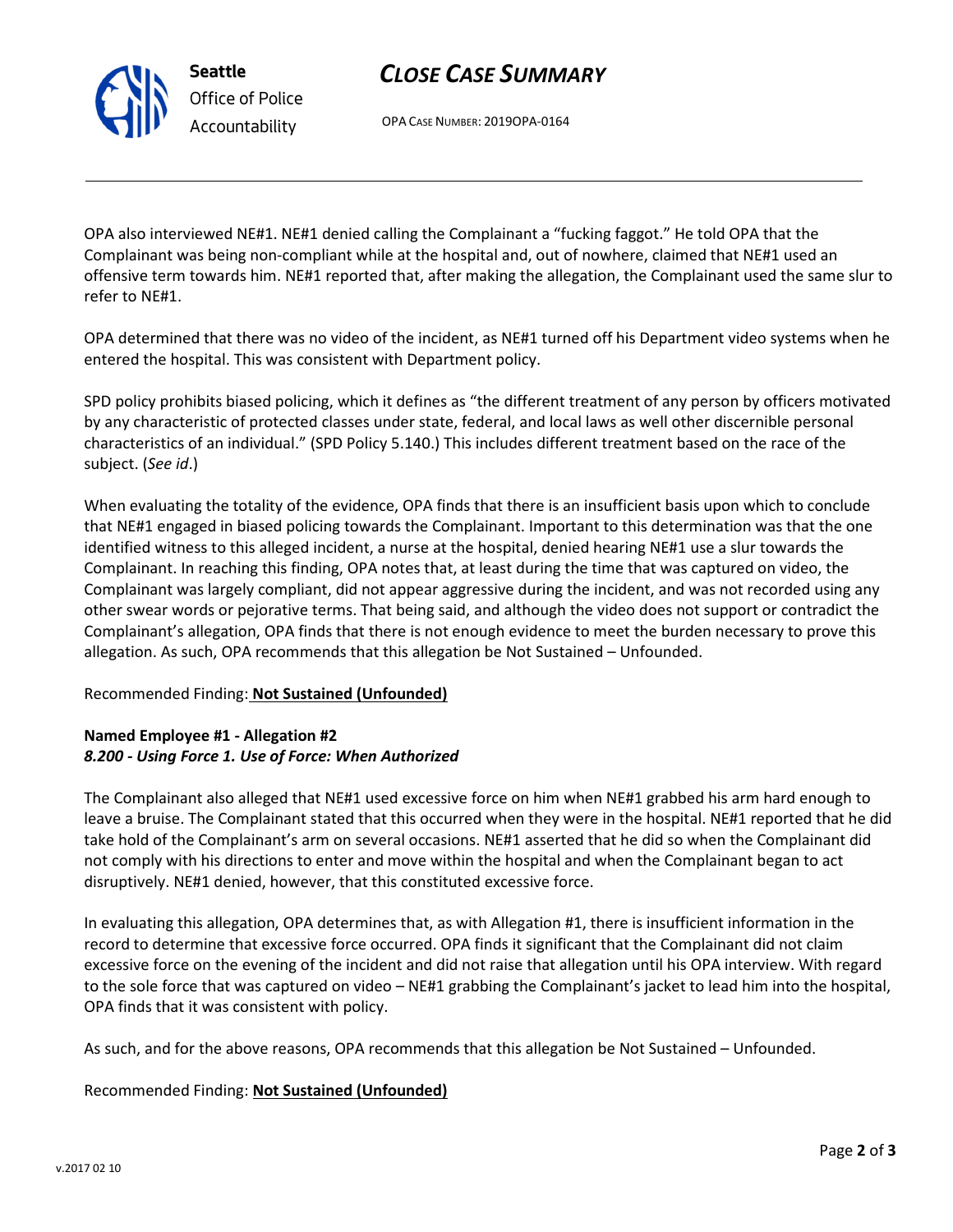OPA also interviewed NE#1. NE#1 denied calling the Complainant a "fucking faggot." He told OPA that the Complainant was being non-compliant while at the hospital and, out of nowhere, claimed that NE#1 used an offensive term towards him. NE#1 reported that, after making the allegation, the Complainant used the same slur to refer to NE#1.

OPA determined that there was no video of the incident, as NE#1 turned off his Department video systems when he entered the hospital. This was consistent with Department policy.

SPD policy prohibits biased policing, which it defines as "the different treatment of any person by officers motivated by any characteristic of protected classes under state, federal, and local laws as well other discernible personal characteristics of an individual." (SPD Policy 5.140.) This includes different treatment based on the race of the subject. (*See id*.)

When evaluating the totality of the evidence, OPA finds that there is an insufficient basis upon which to conclude that NE#1 engaged in biased policing towards the Complainant. Important to this determination was that the one identified witness to this alleged incident, a nurse at the hospital, denied hearing NE#1 use a slur towards the Complainant. In reaching this finding, OPA notes that, at least during the time that was captured on video, the Complainant was largely compliant, did not appear aggressive during the incident, and was not recorded using any other swear words or pejorative terms. That being said, and although the video does not support or contradict the Complainant's allegation, OPA finds that there is not enough evidence to meet the burden necessary to prove this allegation. As such, OPA recommends that this allegation be Not Sustained – Unfounded.

Recommended Finding: **Not Sustained (Unfounded)**

**Named Employee #1 - Allegation #2**
***8.200 - Using Force 1. Use of Force: When Authorized***

The Complainant also alleged that NE#1 used excessive force on him when NE#1 grabbed his arm hard enough to leave a bruise. The Complainant stated that this occurred when they were in the hospital. NE#1 reported that he did take hold of the Complainant's arm on several occasions. NE#1 asserted that he did so when the Complainant did not comply with his directions to enter and move within the hospital and when the Complainant began to act disruptively. NE#1 denied, however, that this constituted excessive force.

In evaluating this allegation, OPA determines that, as with Allegation #1, there is insufficient information in the record to determine that excessive force occurred. OPA finds it significant that the Complainant did not claim excessive force on the evening of the incident and did not raise that allegation until his OPA interview. With regard to the sole force that was captured on video – NE#1 grabbing the Complainant's jacket to lead him into the hospital, OPA finds that it was consistent with policy.

As such, and for the above reasons, OPA recommends that this allegation be Not Sustained – Unfounded.

Recommended Finding: **Not Sustained (Unfounded)**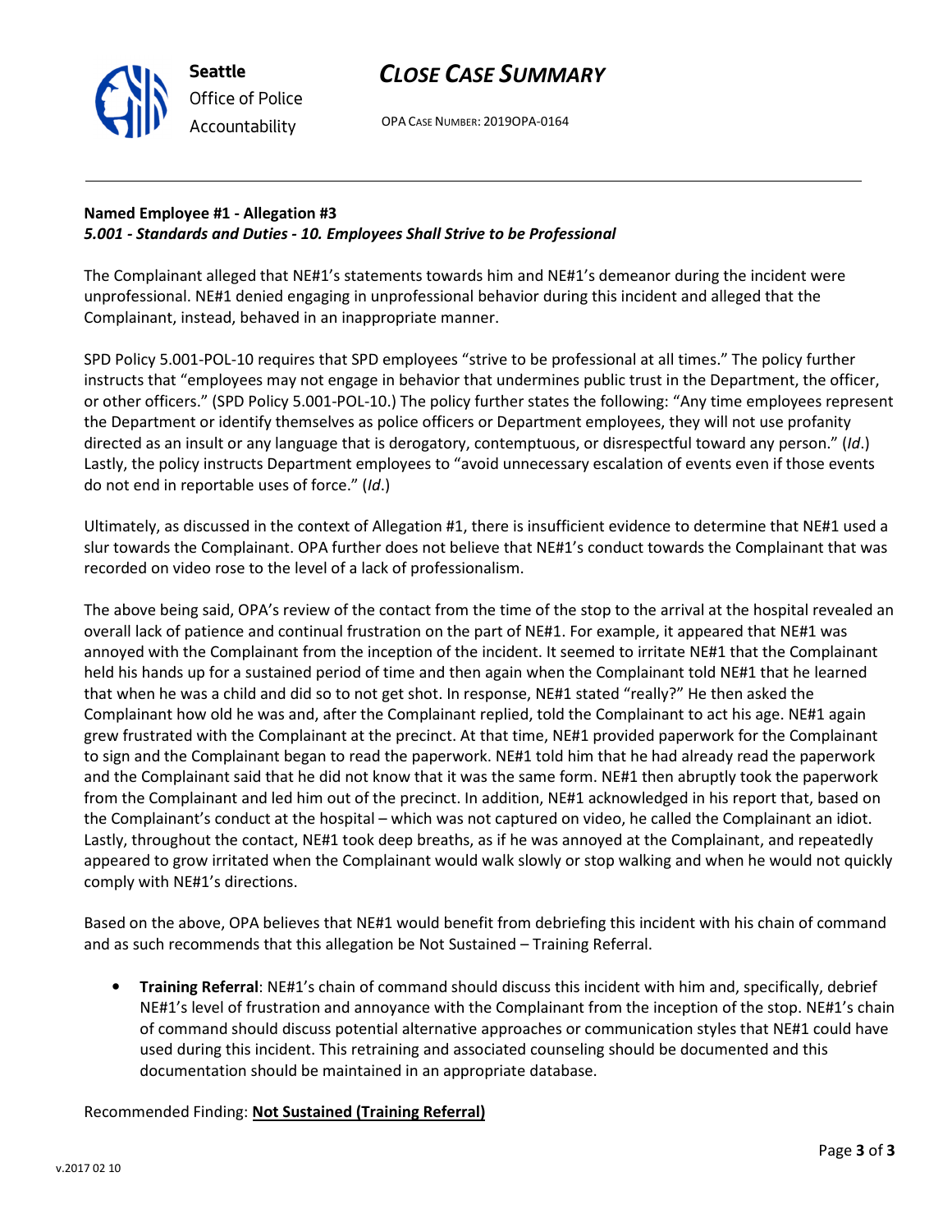**Named Employee #1 - Allegation #3**
***5.001 - Standards and Duties - 10. Employees Shall Strive to be Professional***

The Complainant alleged that NE#1's statements towards him and NE#1's demeanor during the incident were unprofessional. NE#1 denied engaging in unprofessional behavior during this incident and alleged that the Complainant, instead, behaved in an inappropriate manner.

SPD Policy 5.001-POL-10 requires that SPD employees "strive to be professional at all times." The policy further instructs that "employees may not engage in behavior that undermines public trust in the Department, the officer, or other officers." (SPD Policy 5.001-POL-10.) The policy further states the following: "Any time employees represent the Department or identify themselves as police officers or Department employees, they will not use profanity directed as an insult or any language that is derogatory, contemptuous, or disrespectful toward any person." (*Id*.) Lastly, the policy instructs Department employees to "avoid unnecessary escalation of events even if those events do not end in reportable uses of force." (*Id*.)

Ultimately, as discussed in the context of Allegation #1, there is insufficient evidence to determine that NE#1 used a slur towards the Complainant. OPA further does not believe that NE#1's conduct towards the Complainant that was recorded on video rose to the level of a lack of professionalism.

The above being said, OPA's review of the contact from the time of the stop to the arrival at the hospital revealed an overall lack of patience and continual frustration on the part of NE#1. For example, it appeared that NE#1 was annoyed with the Complainant from the inception of the incident. It seemed to irritate NE#1 that the Complainant held his hands up for a sustained period of time and then again when the Complainant told NE#1 that he learned that when he was a child and did so to not get shot. In response, NE#1 stated "really?" He then asked the Complainant how old he was and, after the Complainant replied, told the Complainant to act his age. NE#1 again grew frustrated with the Complainant at the precinct. At that time, NE#1 provided paperwork for the Complainant to sign and the Complainant began to read the paperwork. NE#1 told him that he had already read the paperwork and the Complainant said that he did not know that it was the same form. NE#1 then abruptly took the paperwork from the Complainant and led him out of the precinct. In addition, NE#1 acknowledged in his report that, based on the Complainant's conduct at the hospital – which was not captured on video, he called the Complainant an idiot. Lastly, throughout the contact, NE#1 took deep breaths, as if he was annoyed at the Complainant, and repeatedly appeared to grow irritated when the Complainant would walk slowly or stop walking and when he would not quickly comply with NE#1's directions.

Based on the above, OPA believes that NE#1 would benefit from debriefing this incident with his chain of command and as such recommends that this allegation be Not Sustained – Training Referral.

- **Training Referral**: NE#1's chain of command should discuss this incident with him and, specifically, debrief NE#1's level of frustration and annoyance with the Complainant from the inception of the stop. NE#1's chain of command should discuss potential alternative approaches or communication styles that NE#1 could have used during this incident. This retraining and associated counseling should be documented and this documentation should be maintained in an appropriate database.

Recommended Finding: **Not Sustained (Training Referral)**